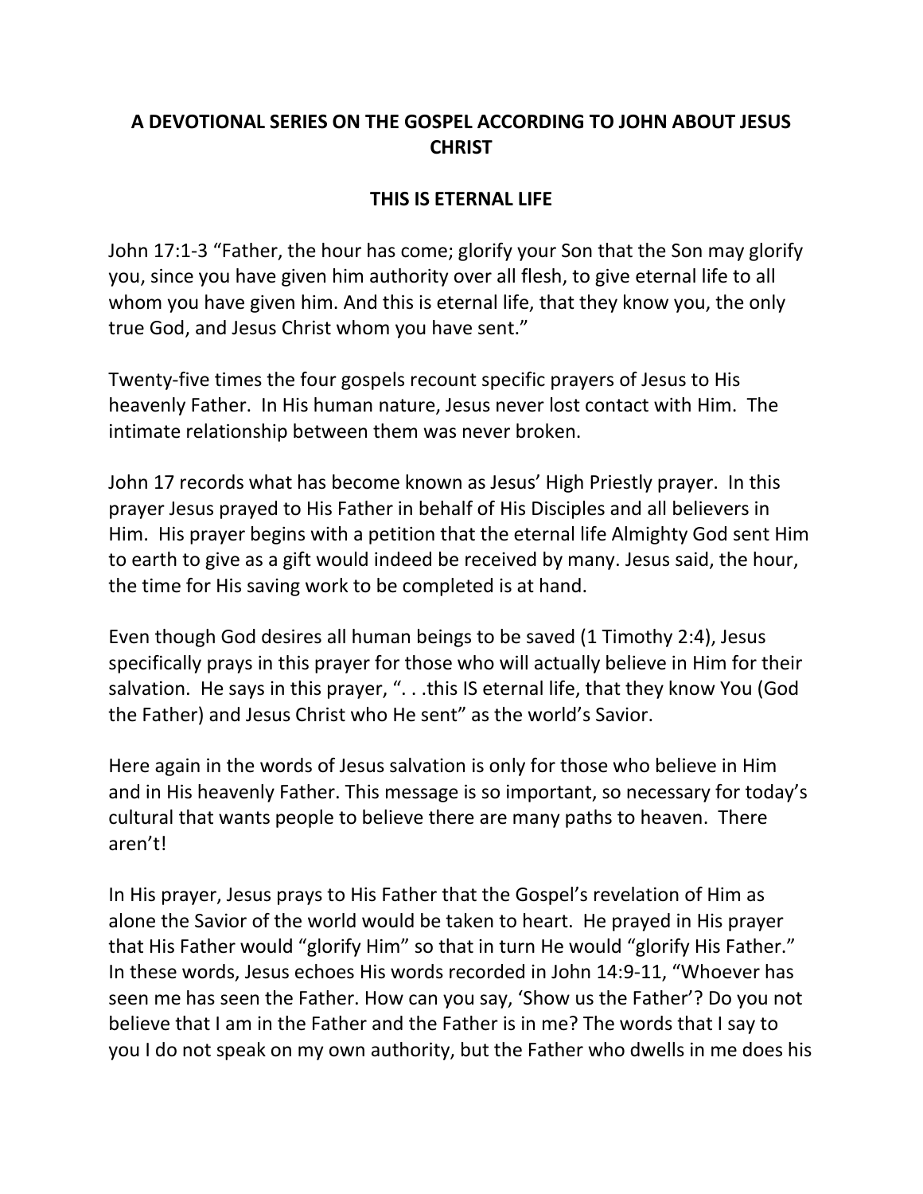## A DEVOTIONAL SERIES ON THE GOSPEL ACCORDING TO JOHN ABOUT JESUS CHRIST

## THIS IS ETERNAL LIFE

John 17:1-3 “Father, the hour has come; glorify your Son that the Son may glorify you, since you have given him authority over all flesh, to give eternal life to all whom you have given him. And this is eternal life, that they know you, the only true God, and Jesus Christ whom you have sent.”

Twenty-five times the four gospels recount specific prayers of Jesus to His heavenly Father. In His human nature, Jesus never lost contact with Him. The intimate relationship between them was never broken.

John 17 records what has become known as Jesus’ High Priestly prayer. In this prayer Jesus prayed to His Father in behalf of His Disciples and all believers in Him. His prayer begins with a petition that the eternal life Almighty God sent Him to earth to give as a gift would indeed be received by many. Jesus said, the hour, the time for His saving work to be completed is at hand.

Even though God desires all human beings to be saved (1 Timothy 2:4), Jesus specifically prays in this prayer for those who will actually believe in Him for their salvation. He says in this prayer, “. . .this IS eternal life, that they know You (God the Father) and Jesus Christ who He sent” as the world’s Savior.

Here again in the words of Jesus salvation is only for those who believe in Him and in His heavenly Father. This message is so important, so necessary for today’s cultural that wants people to believe there are many paths to heaven. There aren’t!

In His prayer, Jesus prays to His Father that the Gospel’s revelation of Him as alone the Savior of the world would be taken to heart. He prayed in His prayer that His Father would “glorify Him” so that in turn He would “glorify His Father.” In these words, Jesus echoes His words recorded in John 14:9-11, “Whoever has seen me has seen the Father. How can you say, ‘Show us the Father’? Do you not believe that I am in the Father and the Father is in me? The words that I say to you I do not speak on my own authority, but the Father who dwells in me does his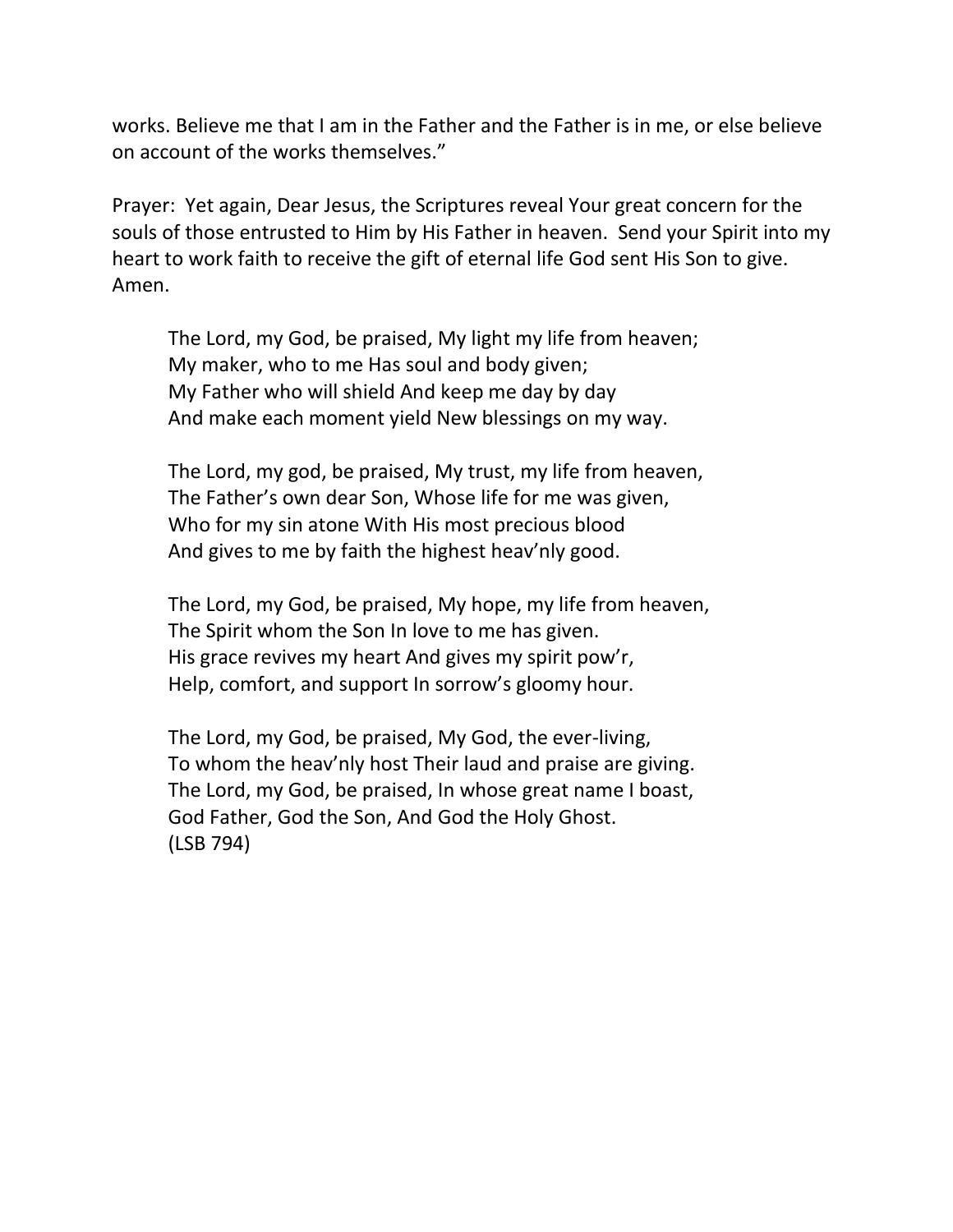works. Believe me that I am in the Father and the Father is in me, or else believe on account of the works themselves."

Prayer: Yet again, Dear Jesus, the Scriptures reveal Your great concern for the souls of those entrusted to Him by His Father in heaven. Send your Spirit into my heart to work faith to receive the gift of eternal life God sent His Son to give. Amen.

> The Lord, my God, be praised, My light my life from heaven;
> My maker, who to me Has soul and body given;
> My Father who will shield And keep me day by day
> And make each moment yield New blessings on my way.
>
> The Lord, my god, be praised, My trust, my life from heaven,
> The Father's own dear Son, Whose life for me was given,
> Who for my sin atone With His most precious blood
> And gives to me by faith the highest heav'nly good.
>
> The Lord, my God, be praised, My hope, my life from heaven,
> The Spirit whom the Son In love to me has given.
> His grace revives my heart And gives my spirit pow'r,
> Help, comfort, and support In sorrow's gloomy hour.
>
> The Lord, my God, be praised, My God, the ever-living,
> To whom the heav'nly host Their laud and praise are giving.
> The Lord, my God, be praised, In whose great name I boast,
> God Father, God the Son, And God the Holy Ghost.
> (LSB 794)